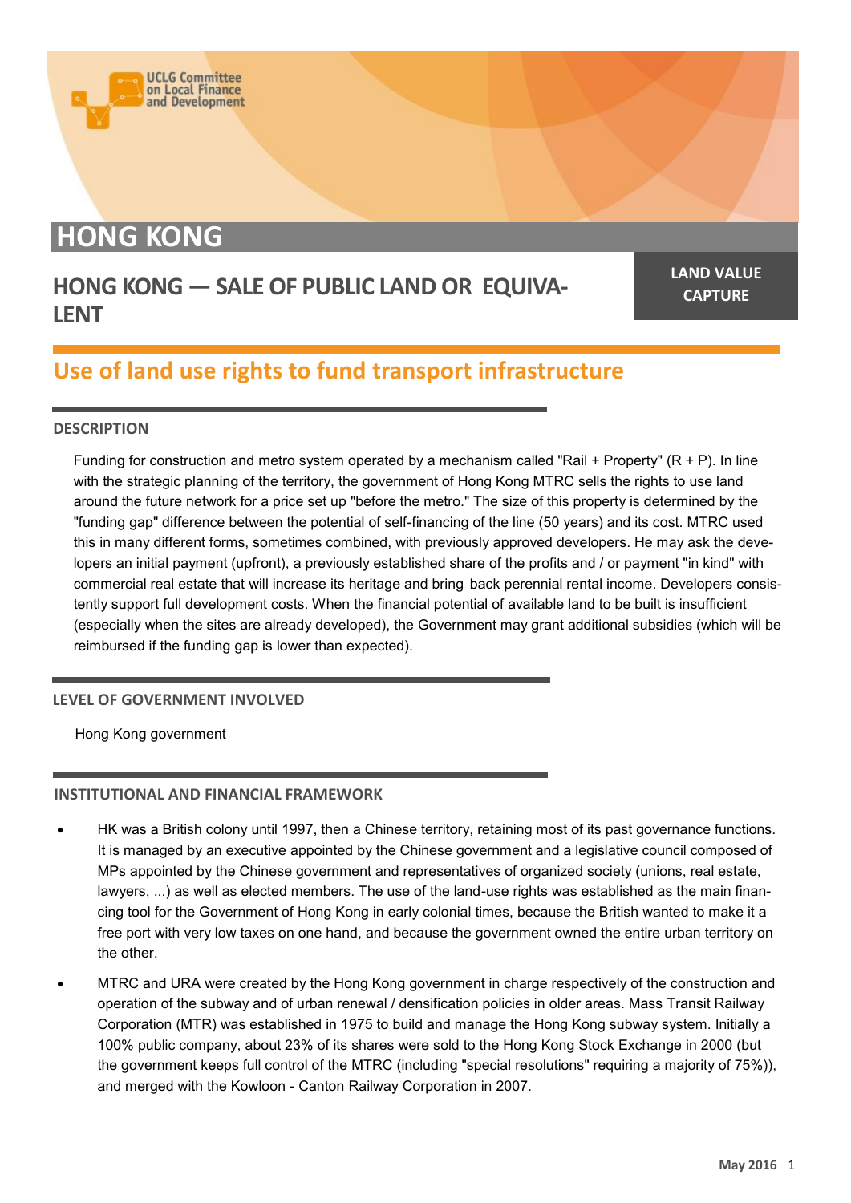UCLG Committee on Local Finance and Development

# HONG KONG

## HONG KONG — SALE OF PUBLIC LAND OR EQUIVALENT

**LAND VALUE CAPTURE**

## Use of land use rights to fund transport infrastructure

### DESCRIPTION

Funding for construction and metro system operated by a mechanism called "Rail + Property" (R + P). In line with the strategic planning of the territory, the government of Hong Kong MTRC sells the rights to use land around the future network for a price set up "before the metro." The size of this property is determined by the "funding gap" difference between the potential of self-financing of the line (50 years) and its cost. MTRC used this in many different forms, sometimes combined, with previously approved developers. He may ask the developers an initial payment (upfront), a previously established share of the profits and / or payment "in kind" with commercial real estate that will increase its heritage and bring back perennial rental income. Developers consistently support full development costs. When the financial potential of available land to be built is insufficient (especially when the sites are already developed), the Government may grant additional subsidies (which will be reimbursed if the funding gap is lower than expected).

### LEVEL OF GOVERNMENT INVOLVED

Hong Kong government

### INSTITUTIONAL AND FINANCIAL FRAMEWORK

- HK was a British colony until 1997, then a Chinese territory, retaining most of its past governance functions. It is managed by an executive appointed by the Chinese government and a legislative council composed of MPs appointed by the Chinese government and representatives of organized society (unions, real estate, lawyers, ...) as well as elected members. The use of the land-use rights was established as the main financing tool for the Government of Hong Kong in early colonial times, because the British wanted to make it a free port with very low taxes on one hand, and because the government owned the entire urban territory on the other.
- MTRC and URA were created by the Hong Kong government in charge respectively of the construction and operation of the subway and of urban renewal / densification policies in older areas. Mass Transit Railway Corporation (MTR) was established in 1975 to build and manage the Hong Kong subway system. Initially a 100% public company, about 23% of its shares were sold to the Hong Kong Stock Exchange in 2000 (but the government keeps full control of the MTRC (including "special resolutions" requiring a majority of 75%)), and merged with the Kowloon - Canton Railway Corporation in 2007.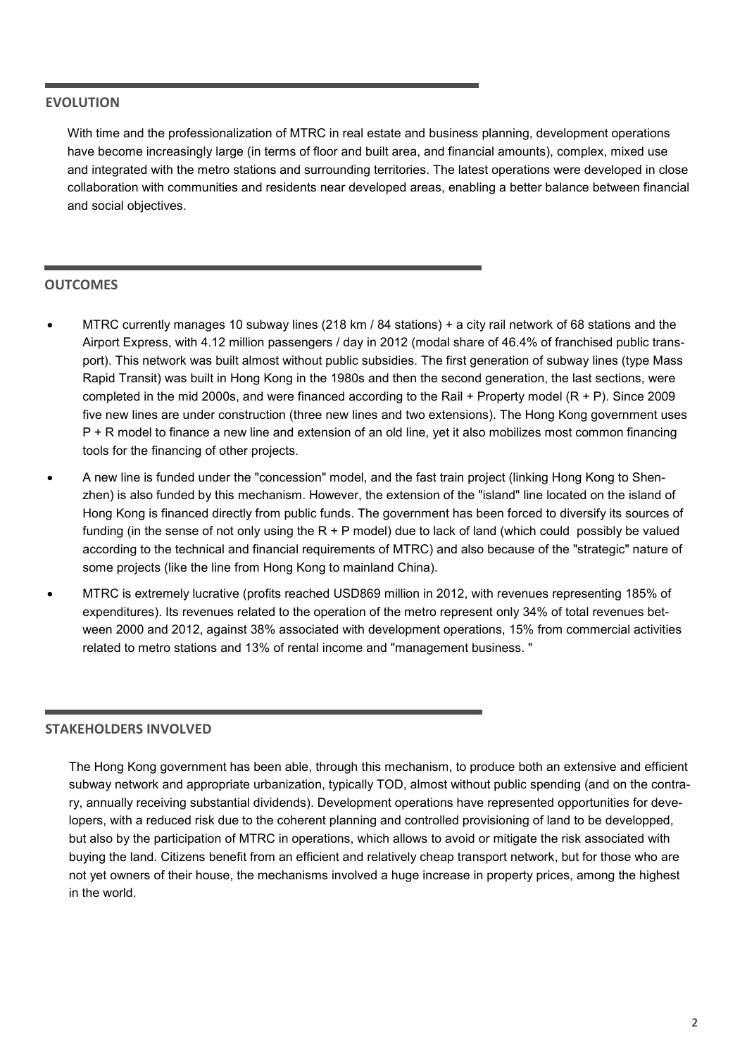## EVOLUTION

With time and the professionalization of MTRC in real estate and business planning, development operations have become increasingly large (in terms of floor and built area, and financial amounts), complex, mixed use and integrated with the metro stations and surrounding territories. The latest operations were developed in close collaboration with communities and residents near developed areas, enabling a better balance between financial and social objectives.

## OUTCOMES

- MTRC currently manages 10 subway lines (218 km / 84 stations) + a city rail network of 68 stations and the Airport Express, with 4.12 million passengers / day in 2012 (modal share of 46.4% of franchised public transport). This network was built almost without public subsidies. The first generation of subway lines (type Mass Rapid Transit) was built in Hong Kong in the 1980s and then the second generation, the last sections, were completed in the mid 2000s, and were financed according to the Rail + Property model (R + P). Since 2009 five new lines are under construction (three new lines and two extensions). The Hong Kong government uses P + R model to finance a new line and extension of an old line, yet it also mobilizes most common financing tools for the financing of other projects.
- A new line is funded under the "concession" model, and the fast train project (linking Hong Kong to Shenzhen) is also funded by this mechanism. However, the extension of the "island" line located on the island of Hong Kong is financed directly from public funds. The government has been forced to diversify its sources of funding (in the sense of not only using the R + P model) due to lack of land (which could possibly be valued according to the technical and financial requirements of MTRC) and also because of the "strategic" nature of some projects (like the line from Hong Kong to mainland China).
- MTRC is extremely lucrative (profits reached USD869 million in 2012, with revenues representing 185% of expenditures). Its revenues related to the operation of the metro represent only 34% of total revenues between 2000 and 2012, against 38% associated with development operations, 15% from commercial activities related to metro stations and 13% of rental income and "management business. "

## STAKEHOLDERS INVOLVED

The Hong Kong government has been able, through this mechanism, to produce both an extensive and efficient subway network and appropriate urbanization, typically TOD, almost without public spending (and on the contrary, annually receiving substantial dividends). Development operations have represented opportunities for developers, with a reduced risk due to the coherent planning and controlled provisioning of land to be developped, but also by the participation of MTRC in operations, which allows to avoid or mitigate the risk associated with buying the land. Citizens benefit from an efficient and relatively cheap transport network, but for those who are not yet owners of their house, the mechanisms involved a huge increase in property prices, among the highest in the world.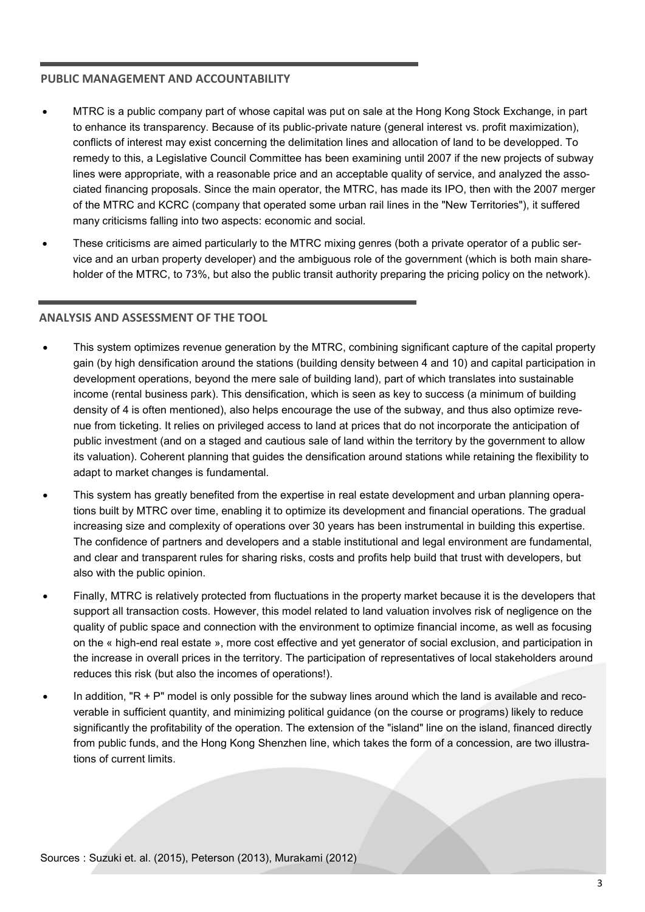## PUBLIC MANAGEMENT AND ACCOUNTABILITY

- MTRC is a public company part of whose capital was put on sale at the Hong Kong Stock Exchange, in part to enhance its transparency. Because of its public-private nature (general interest vs. profit maximization), conflicts of interest may exist concerning the delimitation lines and allocation of land to be developped. To remedy to this, a Legislative Council Committee has been examining until 2007 if the new projects of subway lines were appropriate, with a reasonable price and an acceptable quality of service, and analyzed the associated financing proposals. Since the main operator, the MTRC, has made its IPO, then with the 2007 merger of the MTRC and KCRC (company that operated some urban rail lines in the "New Territories"), it suffered many criticisms falling into two aspects: economic and social.
- These criticisms are aimed particularly to the MTRC mixing genres (both a private operator of a public service and an urban property developer) and the ambiguous role of the government (which is both main shareholder of the MTRC, to 73%, but also the public transit authority preparing the pricing policy on the network).

## ANALYSIS AND ASSESSMENT OF THE TOOL

- This system optimizes revenue generation by the MTRC, combining significant capture of the capital property gain (by high densification around the stations (building density between 4 and 10) and capital participation in development operations, beyond the mere sale of building land), part of which translates into sustainable income (rental business park). This densification, which is seen as key to success (a minimum of building density of 4 is often mentioned), also helps encourage the use of the subway, and thus also optimize revenue from ticketing. It relies on privileged access to land at prices that do not incorporate the anticipation of public investment (and on a staged and cautious sale of land within the territory by the government to allow its valuation). Coherent planning that guides the densification around stations while retaining the flexibility to adapt to market changes is fundamental.
- This system has greatly benefited from the expertise in real estate development and urban planning operations built by MTRC over time, enabling it to optimize its development and financial operations. The gradual increasing size and complexity of operations over 30 years has been instrumental in building this expertise. The confidence of partners and developers and a stable institutional and legal environment are fundamental, and clear and transparent rules for sharing risks, costs and profits help build that trust with developers, but also with the public opinion.
- Finally, MTRC is relatively protected from fluctuations in the property market because it is the developers that support all transaction costs. However, this model related to land valuation involves risk of negligence on the quality of public space and connection with the environment to optimize financial income, as well as focusing on the « high-end real estate », more cost effective and yet generator of social exclusion, and participation in the increase in overall prices in the territory. The participation of representatives of local stakeholders around reduces this risk (but also the incomes of operations!).
- In addition, "R + P" model is only possible for the subway lines around which the land is available and recoverable in sufficient quantity, and minimizing political guidance (on the course or programs) likely to reduce significantly the profitability of the operation. The extension of the "island" line on the island, financed directly from public funds, and the Hong Kong Shenzhen line, which takes the form of a concession, are two illustrations of current limits.

Sources : Suzuki et. al. (2015), Peterson (2013), Murakami (2012)